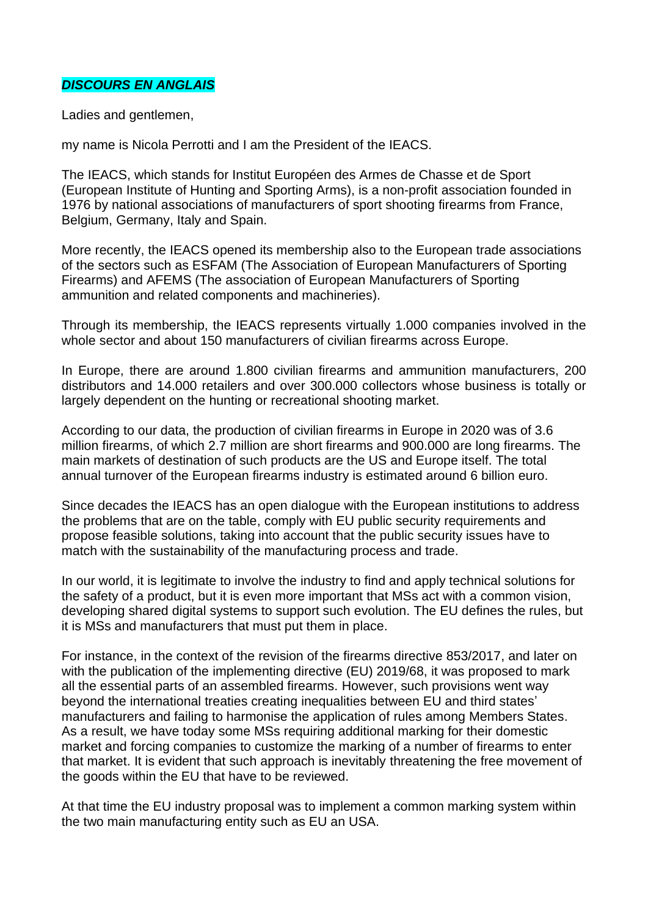***DISCOURS EN ANGLAIS***

Ladies and gentlemen,

my name is Nicola Perrotti and I am the President of the IEACS.

The IEACS, which stands for Institut Européen des Armes de Chasse et de Sport (European Institute of Hunting and Sporting Arms), is a non-profit association founded in 1976 by national associations of manufacturers of sport shooting firearms from France, Belgium, Germany, Italy and Spain.

More recently, the IEACS opened its membership also to the European trade associations of the sectors such as ESFAM (The Association of European Manufacturers of Sporting Firearms) and AFEMS (The association of European Manufacturers of Sporting ammunition and related components and machineries).

Through its membership, the IEACS represents virtually 1.000 companies involved in the whole sector and about 150 manufacturers of civilian firearms across Europe.

In Europe, there are around 1.800 civilian firearms and ammunition manufacturers, 200 distributors and 14.000 retailers and over 300.000 collectors whose business is totally or largely dependent on the hunting or recreational shooting market.

According to our data, the production of civilian firearms in Europe in 2020 was of 3.6 million firearms, of which 2.7 million are short firearms and 900.000 are long firearms. The main markets of destination of such products are the US and Europe itself. The total annual turnover of the European firearms industry is estimated around 6 billion euro.

Since decades the IEACS has an open dialogue with the European institutions to address the problems that are on the table, comply with EU public security requirements and propose feasible solutions, taking into account that the public security issues have to match with the sustainability of the manufacturing process and trade.

In our world, it is legitimate to involve the industry to find and apply technical solutions for the safety of a product, but it is even more important that MSs act with a common vision, developing shared digital systems to support such evolution. The EU defines the rules, but it is MSs and manufacturers that must put them in place.

For instance, in the context of the revision of the firearms directive 853/2017, and later on with the publication of the implementing directive (EU) 2019/68, it was proposed to mark all the essential parts of an assembled firearms. However, such provisions went way beyond the international treaties creating inequalities between EU and third states' manufacturers and failing to harmonise the application of rules among Members States. As a result, we have today some MSs requiring additional marking for their domestic market and forcing companies to customize the marking of a number of firearms to enter that market. It is evident that such approach is inevitably threatening the free movement of the goods within the EU that have to be reviewed.

At that time the EU industry proposal was to implement a common marking system within the two main manufacturing entity such as EU an USA.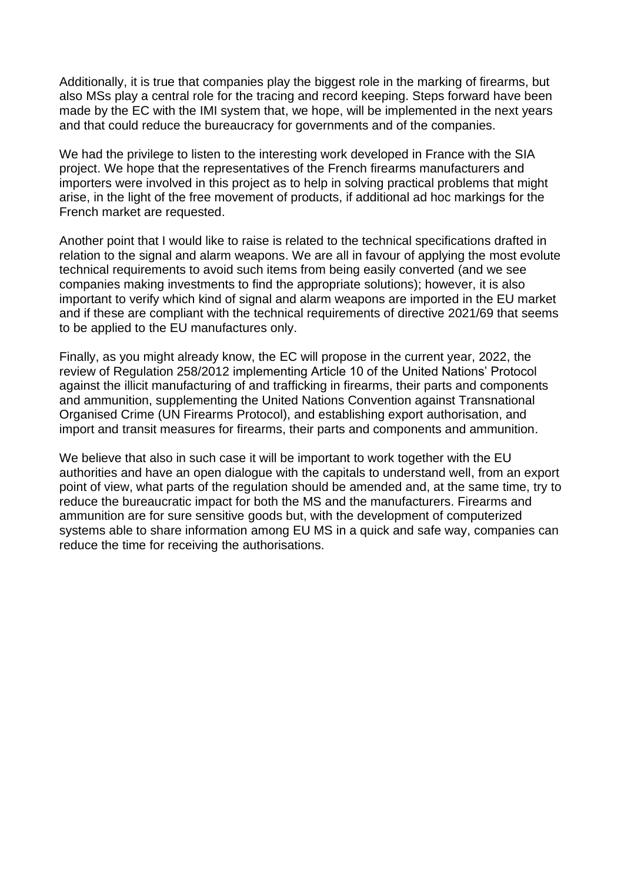Additionally, it is true that companies play the biggest role in the marking of firearms, but also MSs play a central role for the tracing and record keeping. Steps forward have been made by the EC with the IMI system that, we hope, will be implemented in the next years and that could reduce the bureaucracy for governments and of the companies.

We had the privilege to listen to the interesting work developed in France with the SIA project. We hope that the representatives of the French firearms manufacturers and importers were involved in this project as to help in solving practical problems that might arise, in the light of the free movement of products, if additional ad hoc markings for the French market are requested.

Another point that I would like to raise is related to the technical specifications drafted in relation to the signal and alarm weapons. We are all in favour of applying the most evolute technical requirements to avoid such items from being easily converted (and we see companies making investments to find the appropriate solutions); however, it is also important to verify which kind of signal and alarm weapons are imported in the EU market and if these are compliant with the technical requirements of directive 2021/69 that seems to be applied to the EU manufactures only.

Finally, as you might already know, the EC will propose in the current year, 2022, the review of Regulation 258/2012 implementing Article 10 of the United Nations' Protocol against the illicit manufacturing of and trafficking in firearms, their parts and components and ammunition, supplementing the United Nations Convention against Transnational Organised Crime (UN Firearms Protocol), and establishing export authorisation, and import and transit measures for firearms, their parts and components and ammunition.

We believe that also in such case it will be important to work together with the EU authorities and have an open dialogue with the capitals to understand well, from an export point of view, what parts of the regulation should be amended and, at the same time, try to reduce the bureaucratic impact for both the MS and the manufacturers. Firearms and ammunition are for sure sensitive goods but, with the development of computerized systems able to share information among EU MS in a quick and safe way, companies can reduce the time for receiving the authorisations.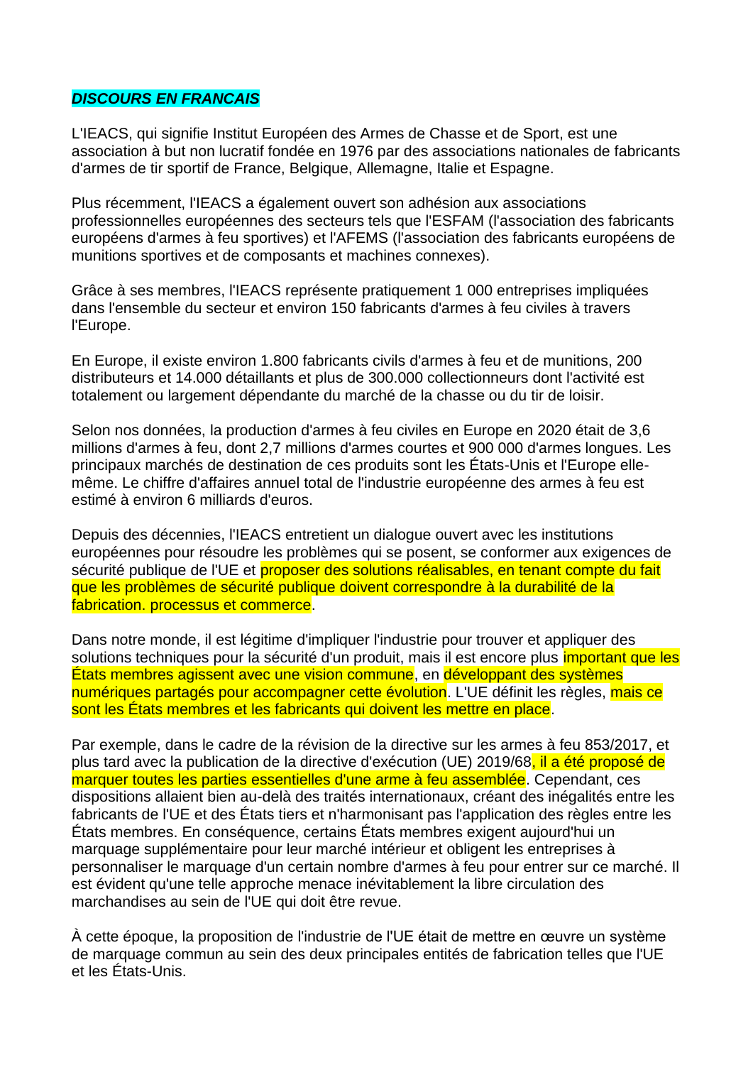***DISCOURS EN FRANCAIS***

L'IEACS, qui signifie Institut Européen des Armes de Chasse et de Sport, est une association à but non lucratif fondée en 1976 par des associations nationales de fabricants d'armes de tir sportif de France, Belgique, Allemagne, Italie et Espagne.

Plus récemment, l'IEACS a également ouvert son adhésion aux associations professionnelles européennes des secteurs tels que l'ESFAM (l'association des fabricants européens d'armes à feu sportives) et l'AFEMS (l'association des fabricants européens de munitions sportives et de composants et machines connexes).

Grâce à ses membres, l'IEACS représente pratiquement 1 000 entreprises impliquées dans l'ensemble du secteur et environ 150 fabricants d'armes à feu civiles à travers l'Europe.

En Europe, il existe environ 1.800 fabricants civils d'armes à feu et de munitions, 200 distributeurs et 14.000 détaillants et plus de 300.000 collectionneurs dont l'activité est totalement ou largement dépendante du marché de la chasse ou du tir de loisir.

Selon nos données, la production d'armes à feu civiles en Europe en 2020 était de 3,6 millions d'armes à feu, dont 2,7 millions d'armes courtes et 900 000 d'armes longues. Les principaux marchés de destination de ces produits sont les États-Unis et l'Europe elle-même. Le chiffre d'affaires annuel total de l'industrie européenne des armes à feu est estimé à environ 6 milliards d'euros.

Depuis des décennies, l'IEACS entretient un dialogue ouvert avec les institutions européennes pour résoudre les problèmes qui se posent, se conformer aux exigences de sécurité publique de l'UE et proposer des solutions réalisables, en tenant compte du fait que les problèmes de sécurité publique doivent correspondre à la durabilité de la fabrication. processus et commerce.

Dans notre monde, il est légitime d'impliquer l'industrie pour trouver et appliquer des solutions techniques pour la sécurité d'un produit, mais il est encore plus important que les États membres agissent avec une vision commune, en développant des systèmes numériques partagés pour accompagner cette évolution. L'UE définit les règles, mais ce sont les États membres et les fabricants qui doivent les mettre en place.

Par exemple, dans le cadre de la révision de la directive sur les armes à feu 853/2017, et plus tard avec la publication de la directive d'exécution (UE) 2019/68, il a été proposé de marquer toutes les parties essentielles d'une arme à feu assemblée. Cependant, ces dispositions allaient bien au-delà des traités internationaux, créant des inégalités entre les fabricants de l'UE et des États tiers et n'harmonisant pas l'application des règles entre les États membres. En conséquence, certains États membres exigent aujourd'hui un marquage supplémentaire pour leur marché intérieur et obligent les entreprises à personnaliser le marquage d'un certain nombre d'armes à feu pour entrer sur ce marché. Il est évident qu'une telle approche menace inévitablement la libre circulation des marchandises au sein de l'UE qui doit être revue.

À cette époque, la proposition de l'industrie de l'UE était de mettre en œuvre un système de marquage commun au sein des deux principales entités de fabrication telles que l'UE et les États-Unis.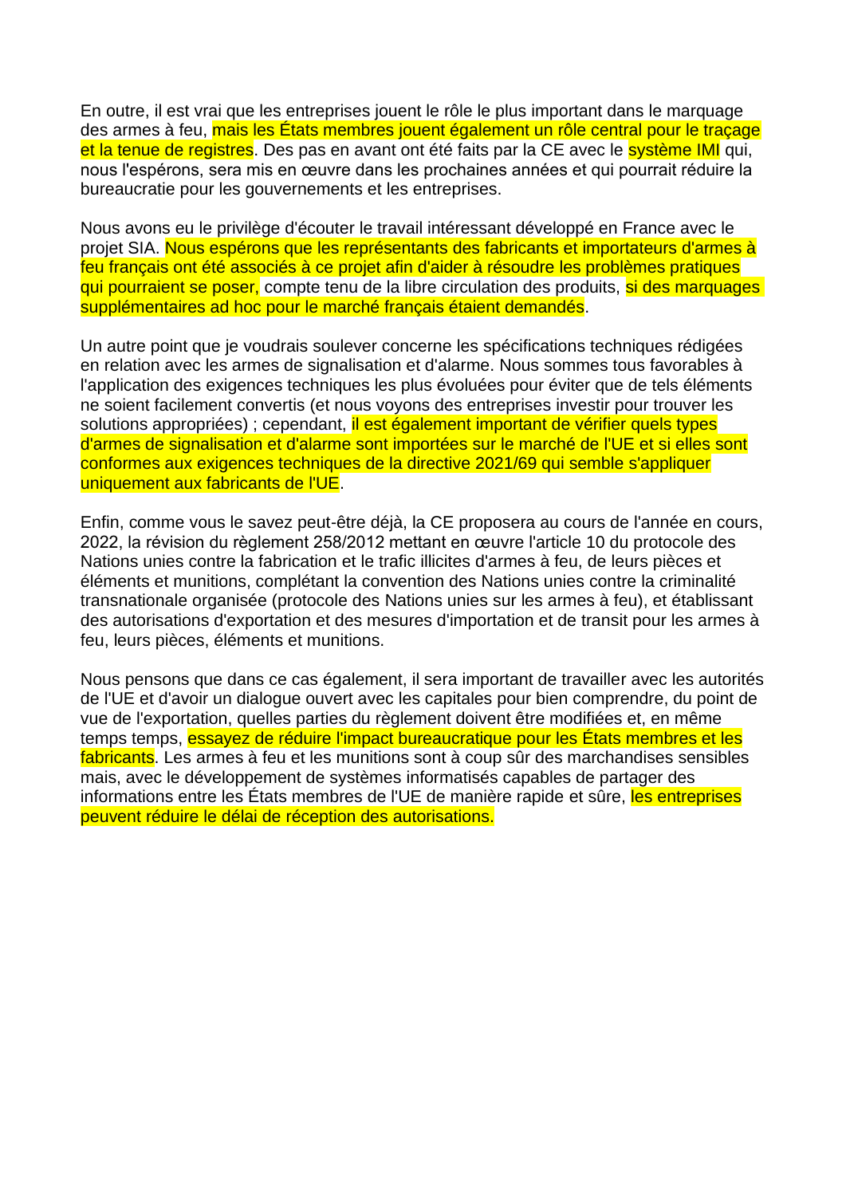En outre, il est vrai que les entreprises jouent le rôle le plus important dans le marquage des armes à feu, mais les États membres jouent également un rôle central pour le traçage et la tenue de registres. Des pas en avant ont été faits par la CE avec le système IMI qui, nous l'espérons, sera mis en œuvre dans les prochaines années et qui pourrait réduire la bureaucratie pour les gouvernements et les entreprises.

Nous avons eu le privilège d'écouter le travail intéressant développé en France avec le projet SIA. Nous espérons que les représentants des fabricants et importateurs d'armes à feu français ont été associés à ce projet afin d'aider à résoudre les problèmes pratiques qui pourraient se poser, compte tenu de la libre circulation des produits, si des marquages supplémentaires ad hoc pour le marché français étaient demandés.

Un autre point que je voudrais soulever concerne les spécifications techniques rédigées en relation avec les armes de signalisation et d'alarme. Nous sommes tous favorables à l'application des exigences techniques les plus évoluées pour éviter que de tels éléments ne soient facilement convertis (et nous voyons des entreprises investir pour trouver les solutions appropriées) ; cependant, il est également important de vérifier quels types d'armes de signalisation et d'alarme sont importées sur le marché de l'UE et si elles sont conformes aux exigences techniques de la directive 2021/69 qui semble s'appliquer uniquement aux fabricants de l'UE.

Enfin, comme vous le savez peut-être déjà, la CE proposera au cours de l'année en cours, 2022, la révision du règlement 258/2012 mettant en œuvre l'article 10 du protocole des Nations unies contre la fabrication et le trafic illicites d'armes à feu, de leurs pièces et éléments et munitions, complétant la convention des Nations unies contre la criminalité transnationale organisée (protocole des Nations unies sur les armes à feu), et établissant des autorisations d'exportation et des mesures d'importation et de transit pour les armes à feu, leurs pièces, éléments et munitions.

Nous pensons que dans ce cas également, il sera important de travailler avec les autorités de l'UE et d'avoir un dialogue ouvert avec les capitales pour bien comprendre, du point de vue de l'exportation, quelles parties du règlement doivent être modifiées et, en même temps temps, essayez de réduire l'impact bureaucratique pour les États membres et les fabricants. Les armes à feu et les munitions sont à coup sûr des marchandises sensibles mais, avec le développement de systèmes informatisés capables de partager des informations entre les États membres de l'UE de manière rapide et sûre, les entreprises peuvent réduire le délai de réception des autorisations.